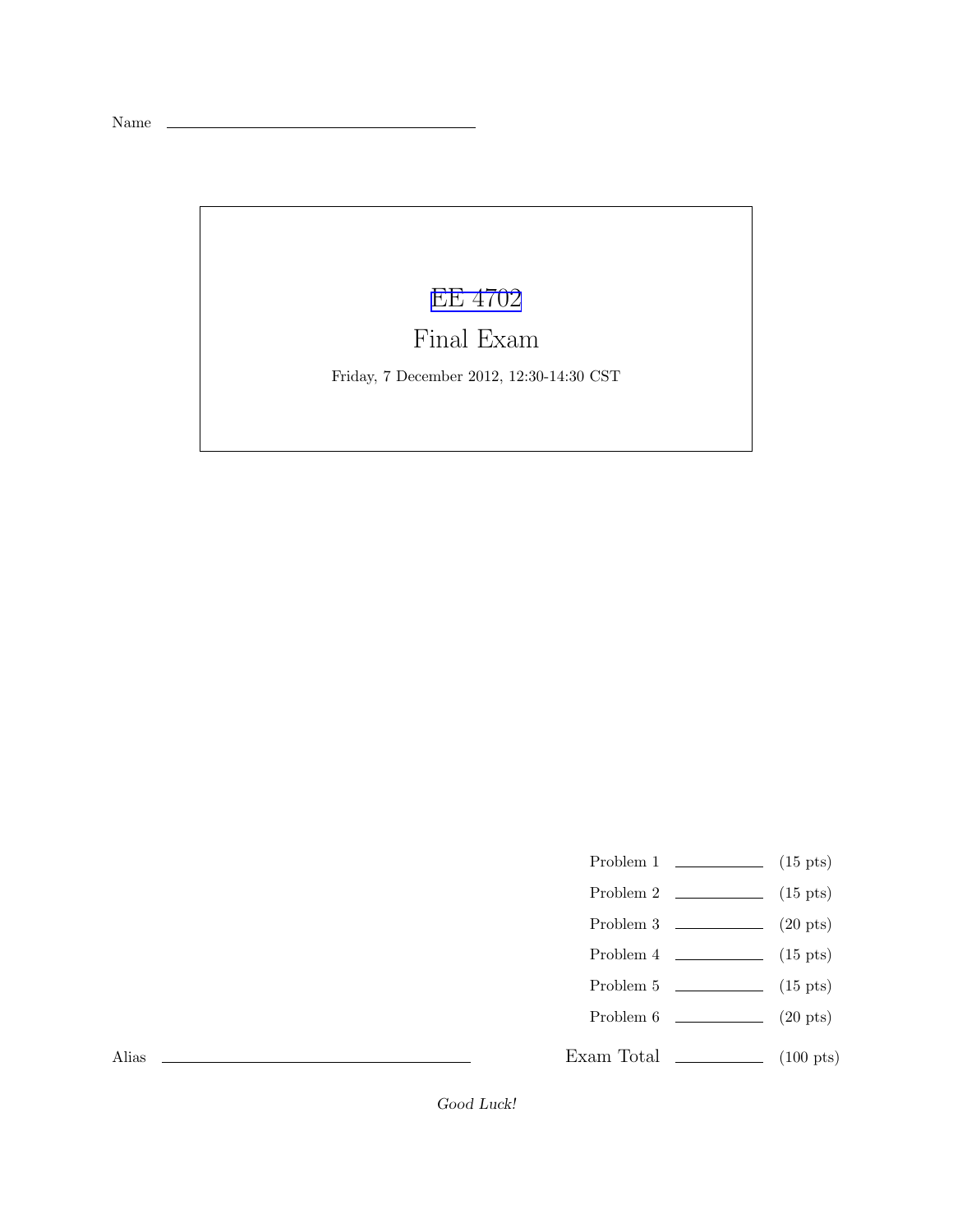Name ______________________________

# EE 4702

## Final Exam

Friday, 7 December 2012, 12:30-14:30 CST

| | | |
|---|---|---|
| Problem 1 | ______ | (15 pts) |
| Problem 2 | ______ | (15 pts) |
| Problem 3 | ______ | (20 pts) |
| Problem 4 | ______ | (15 pts) |
| Problem 5 | ______ | (15 pts) |
| Problem 6 | ______ | (20 pts) |
| Exam Total | ______ | (100 pts) |

Alias ______________________________

*Good Luck!*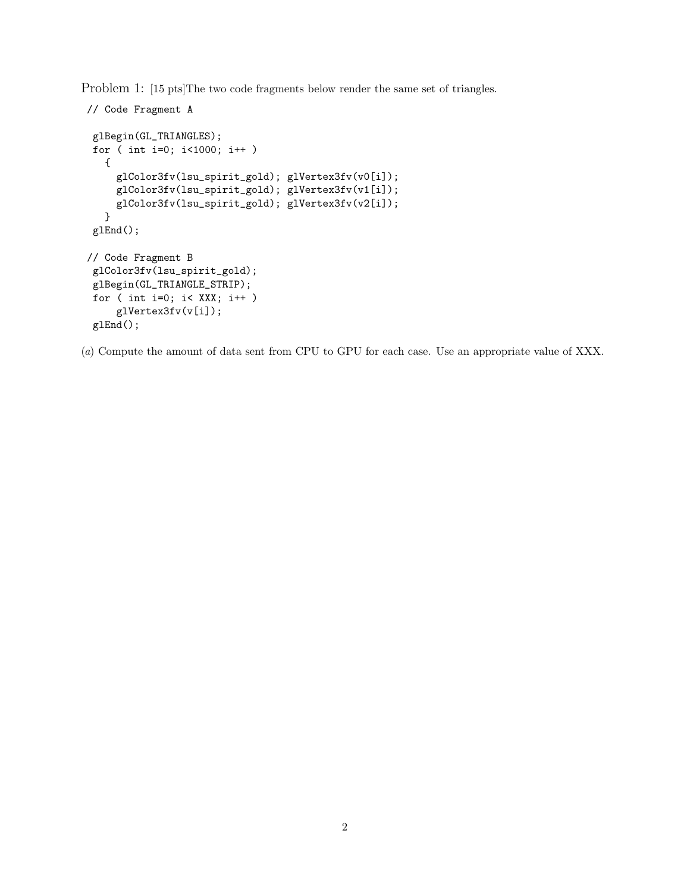Problem 1: [15 pts]The two code fragments below render the same set of triangles.

```
// Code Fragment A

glBegin(GL_TRIANGLES);
for ( int i=0; i<1000; i++ )
  {
    glColor3fv(lsu_spirit_gold); glVertex3fv(v0[i]);
    glColor3fv(lsu_spirit_gold); glVertex3fv(v1[i]);
    glColor3fv(lsu_spirit_gold); glVertex3fv(v2[i]);
  }
glEnd();

// Code Fragment B
glColor3fv(lsu_spirit_gold);
glBegin(GL_TRIANGLE_STRIP);
for ( int i=0; i< XXX; i++ )
    glVertex3fv(v[i]);
glEnd();
```

(*a*) Compute the amount of data sent from CPU to GPU for each case. Use an appropriate value of XXX.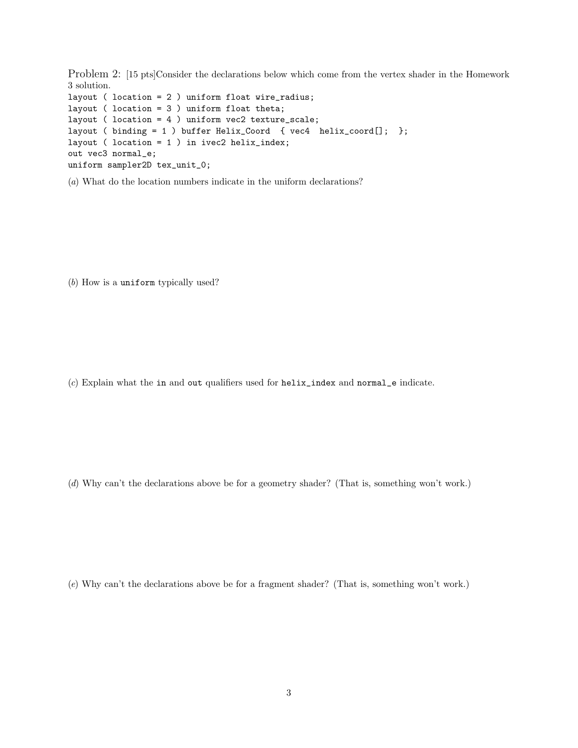Problem 2: [15 pts]Consider the declarations below which come from the vertex shader in the Homework 3 solution.

```
layout ( location = 2 ) uniform float wire_radius;
layout ( location = 3 ) uniform float theta;
layout ( location = 4 ) uniform vec2 texture_scale;
layout ( binding = 1 ) buffer Helix_Coord  { vec4  helix_coord[];  };
layout ( location = 1 ) in ivec2 helix_index;
out vec3 normal_e;
uniform sampler2D tex_unit_0;
```

(*a*) What do the location numbers indicate in the uniform declarations?

(*b*) How is a `uniform` typically used?

(*c*) Explain what the `in` and `out` qualifiers used for `helix_index` and `normal_e` indicate.

(*d*) Why can't the declarations above be for a geometry shader? (That is, something won't work.)

(*e*) Why can't the declarations above be for a fragment shader? (That is, something won't work.)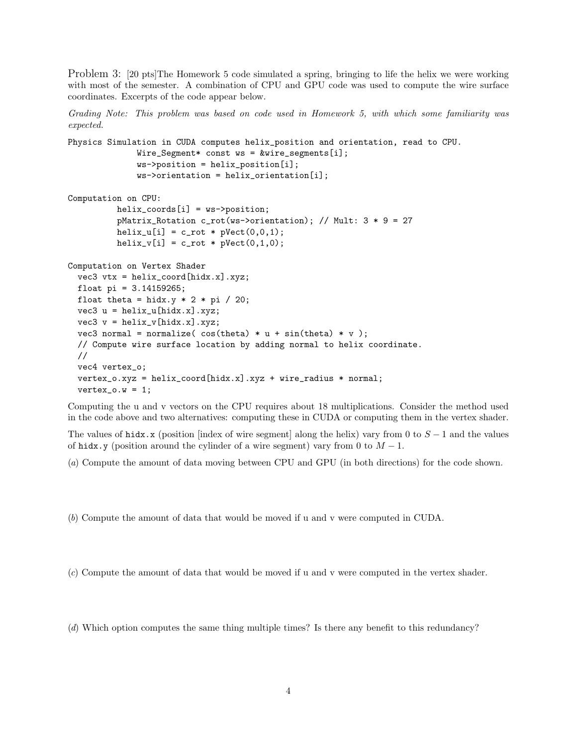Problem 3: [20 pts]The Homework 5 code simulated a spring, bringing to life the helix we were working with most of the semester. A combination of CPU and GPU code was used to compute the wire surface coordinates. Excerpts of the code appear below.

*Grading Note: This problem was based on code used in Homework 5, with which some familiarity was expected.*

```
Physics Simulation in CUDA computes helix_position and orientation, read to CPU.
            Wire_Segment* const ws = &wire_segments[i];
            ws->position = helix_position[i];
            ws->orientation = helix_orientation[i];

Computation on CPU:
        helix_coords[i] = ws->position;
        pMatrix_Rotation c_rot(ws->orientation); // Mult: 3 * 9 = 27
        helix_u[i] = c_rot * pVect(0,0,1);
        helix_v[i] = c_rot * pVect(0,1,0);

Computation on Vertex Shader
  vec3 vtx = helix_coord[hidx.x].xyz;
  float pi = 3.14159265;
  float theta = hidx.y * 2 * pi / 20;
  vec3 u = helix_u[hidx.x].xyz;
  vec3 v = helix_v[hidx.x].xyz;
  vec3 normal = normalize( cos(theta) * u + sin(theta) * v );
  // Compute wire surface location by adding normal to helix coordinate.
  //
  vec4 vertex_o;
  vertex_o.xyz = helix_coord[hidx.x].xyz + wire_radius * normal;
  vertex_o.w = 1;
```

Computing the u and v vectors on the CPU requires about 18 multiplications. Consider the method used in the code above and two alternatives: computing these in CUDA or computing them in the vertex shader.

The values of `hidx.x` (position [index of wire segment] along the helix) vary from 0 to $S - 1$ and the values of `hidx.y` (position around the cylinder of a wire segment) vary from 0 to $M - 1$.

(*a*) Compute the amount of data moving between CPU and GPU (in both directions) for the code shown.

(*b*) Compute the amount of data that would be moved if u and v were computed in CUDA.

(*c*) Compute the amount of data that would be moved if u and v were computed in the vertex shader.

(*d*) Which option computes the same thing multiple times? Is there any benefit to this redundancy?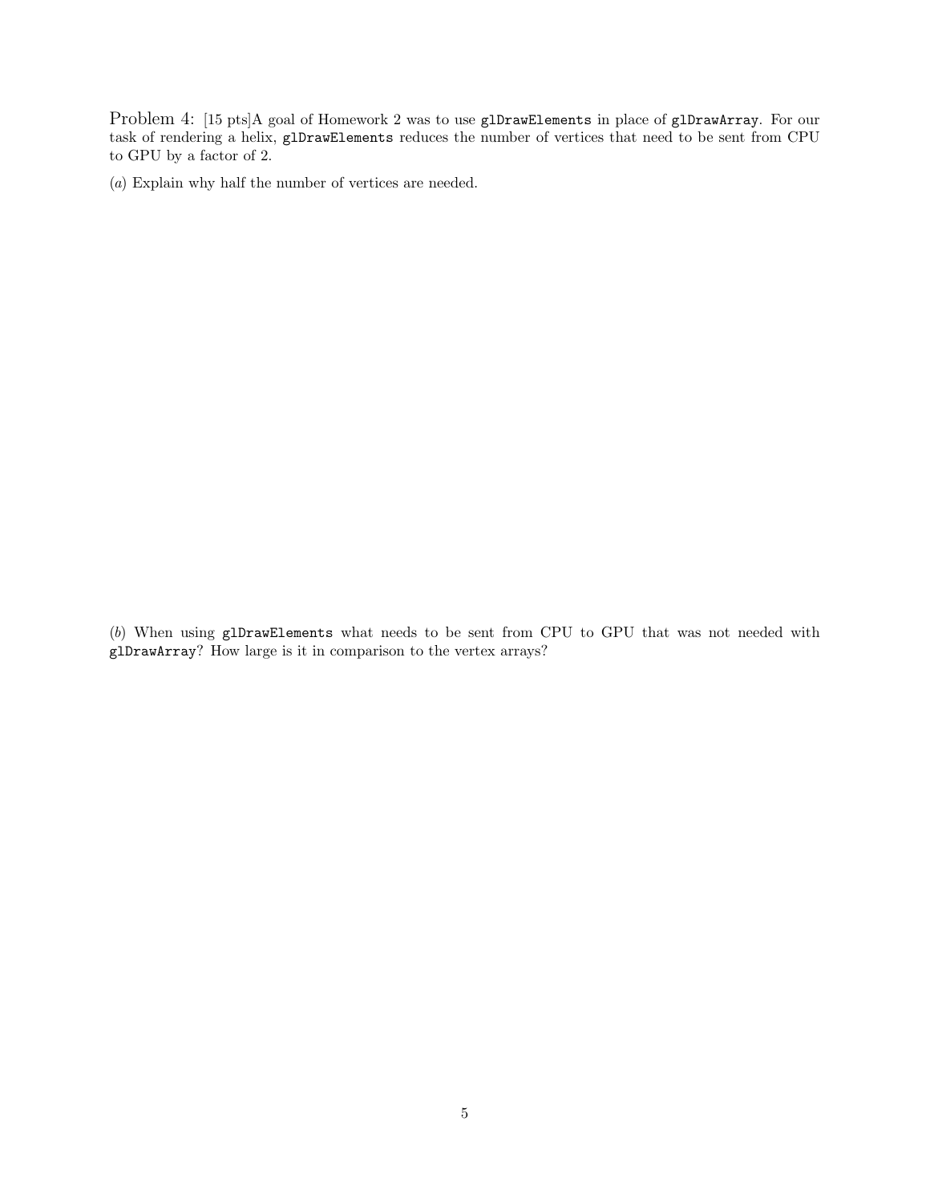Problem 4: [15 pts]A goal of Homework 2 was to use `glDrawElements` in place of `glDrawArray`. For our task of rendering a helix, `glDrawElements` reduces the number of vertices that need to be sent from CPU to GPU by a factor of 2.

(*a*) Explain why half the number of vertices are needed.

(*b*) When using `glDrawElements` what needs to be sent from CPU to GPU that was not needed with `glDrawArray`? How large is it in comparison to the vertex arrays?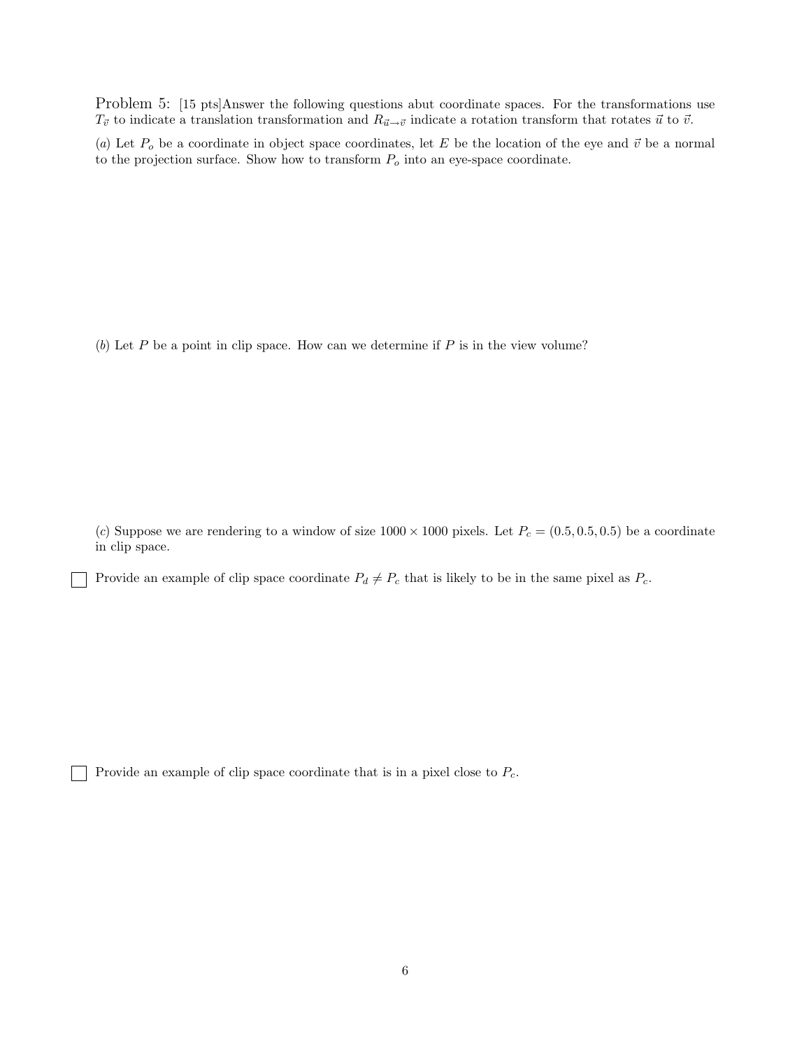Problem 5: [15 pts]Answer the following questions abut coordinate spaces. For the transformations use $T_{\vec{v}}$ to indicate a translation transformation and $R_{\vec{u}\to\vec{v}}$ indicate a rotation transform that rotates $\vec{u}$ to $\vec{v}$.

(*a*) Let $P_o$ be a coordinate in object space coordinates, let $E$ be the location of the eye and $\vec{v}$ be a normal to the projection surface. Show how to transform $P_o$ into an eye-space coordinate.

(*b*) Let $P$ be a point in clip space. How can we determine if $P$ is in the view volume?

(*c*) Suppose we are rendering to a window of size $1000 \times 1000$ pixels. Let $P_c = (0.5, 0.5, 0.5)$ be a coordinate in clip space.

☐ Provide an example of clip space coordinate $P_d \neq P_c$ that is likely to be in the same pixel as $P_c$.

☐ Provide an example of clip space coordinate that is in a pixel close to $P_c$.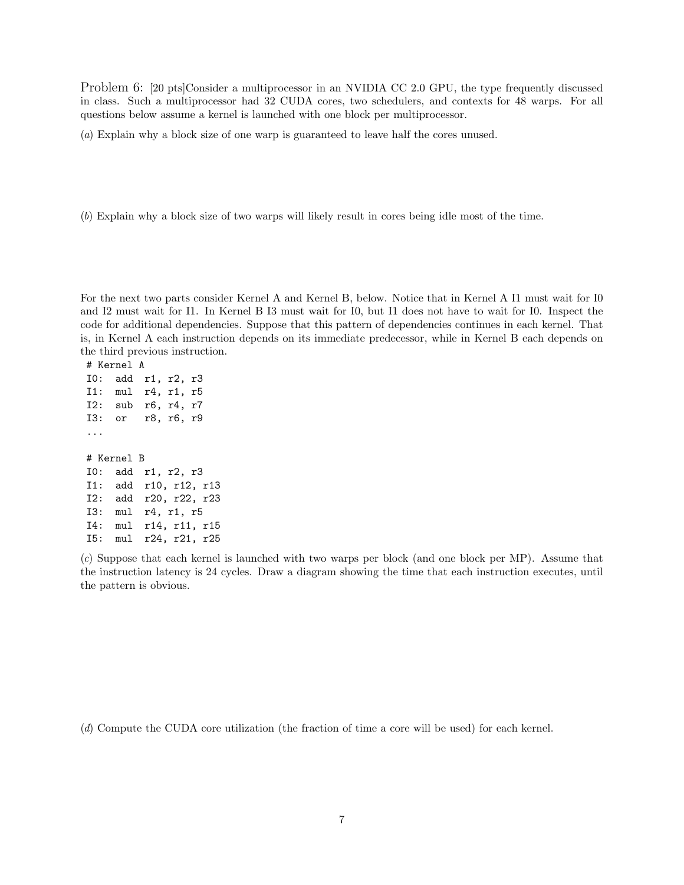Problem 6: [20 pts]Consider a multiprocessor in an NVIDIA CC 2.0 GPU, the type frequently discussed in class. Such a multiprocessor had 32 CUDA cores, two schedulers, and contexts for 48 warps. For all questions below assume a kernel is launched with one block per multiprocessor.

(*a*) Explain why a block size of one warp is guaranteed to leave half the cores unused.

(*b*) Explain why a block size of two warps will likely result in cores being idle most of the time.

For the next two parts consider Kernel A and Kernel B, below. Notice that in Kernel A I1 must wait for I0 and I2 must wait for I1. In Kernel B I3 must wait for I0, but I1 does not have to wait for I0. Inspect the code for additional dependencies. Suppose that this pattern of dependencies continues in each kernel. That is, in Kernel A each instruction depends on its immediate predecessor, while in Kernel B each depends on the third previous instruction.

```
# Kernel A
I0:  add  r1, r2, r3
I1:  mul  r4, r1, r5
I2:  sub  r6, r4, r7
I3:  or   r8, r6, r9
...

# Kernel B
I0:  add  r1, r2, r3
I1:  add  r10, r12, r13
I2:  add  r20, r22, r23
I3:  mul  r4, r1, r5
I4:  mul  r14, r11, r15
I5:  mul  r24, r21, r25
```

(*c*) Suppose that each kernel is launched with two warps per block (and one block per MP). Assume that the instruction latency is 24 cycles. Draw a diagram showing the time that each instruction executes, until the pattern is obvious.

(*d*) Compute the CUDA core utilization (the fraction of time a core will be used) for each kernel.